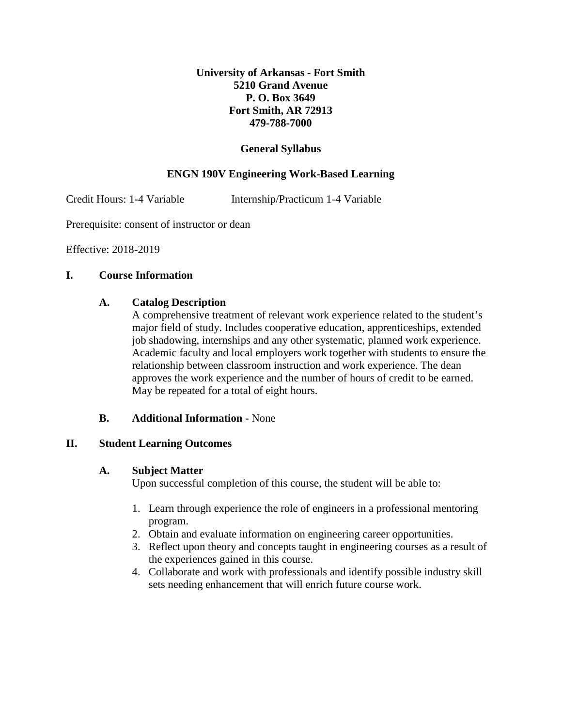**University of Arkansas - Fort Smith**
**5210 Grand Avenue**
**P. O. Box 3649**
**Fort Smith, AR 72913**
**479-788-7000**

# General Syllabus

## ENGN 190V Engineering Work-Based Learning

Credit Hours: 1-4 Variable Internship/Practicum 1-4 Variable

Prerequisite: consent of instructor or dean

Effective: 2018-2019

## I. Course Information

### A. Catalog Description

A comprehensive treatment of relevant work experience related to the student's major field of study. Includes cooperative education, apprenticeships, extended job shadowing, internships and any other systematic, planned work experience. Academic faculty and local employers work together with students to ensure the relationship between classroom instruction and work experience. The dean approves the work experience and the number of hours of credit to be earned. May be repeated for a total of eight hours.

### B. Additional Information - None

## II. Student Learning Outcomes

### A. Subject Matter

Upon successful completion of this course, the student will be able to:

1. Learn through experience the role of engineers in a professional mentoring program.
2. Obtain and evaluate information on engineering career opportunities.
3. Reflect upon theory and concepts taught in engineering courses as a result of the experiences gained in this course.
4. Collaborate and work with professionals and identify possible industry skill sets needing enhancement that will enrich future course work.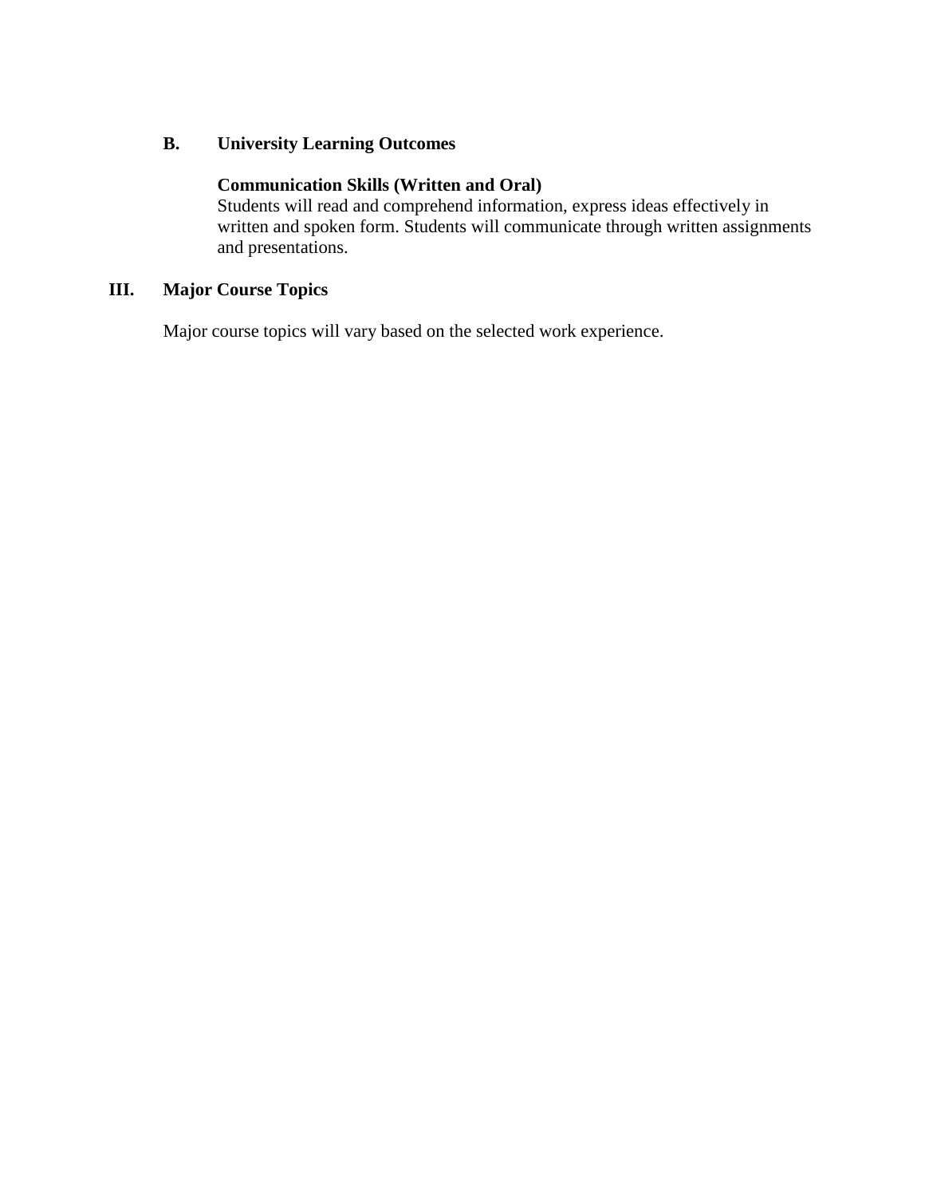### B. University Learning Outcomes

**Communication Skills (Written and Oral)**
Students will read and comprehend information, express ideas effectively in written and spoken form. Students will communicate through written assignments and presentations.

## III. Major Course Topics

Major course topics will vary based on the selected work experience.